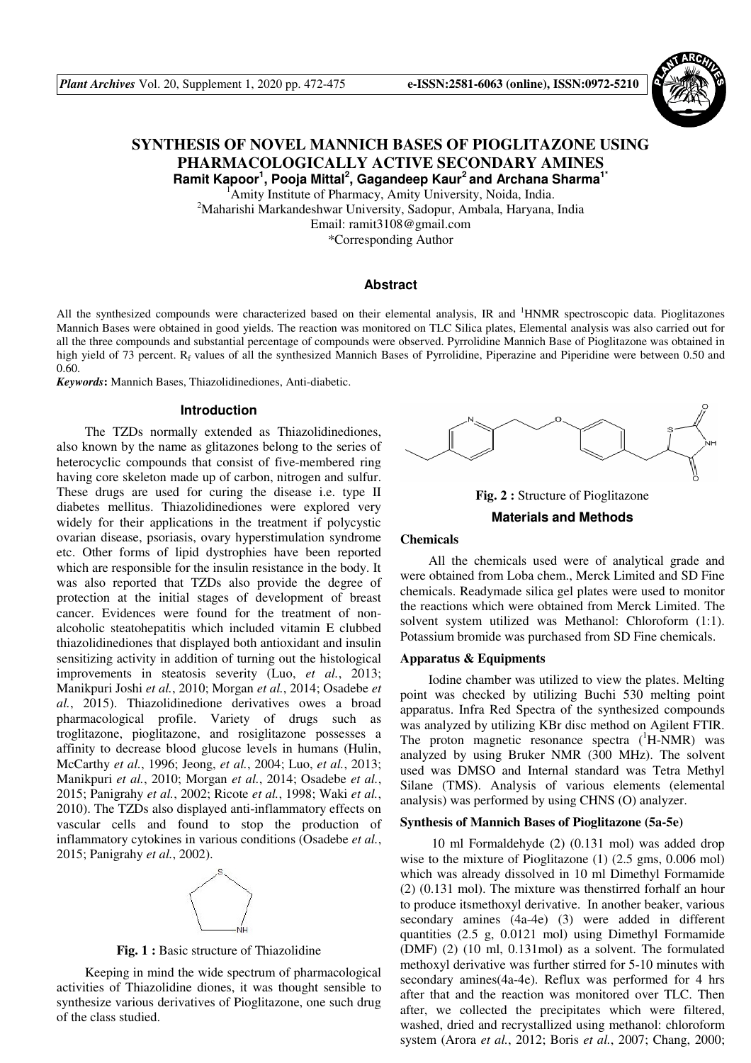# SYNTHESIS OF NOVEL MANNICH BASES OF PIOGLITAZONE USING PHARMACOLOGICALLY ACTIVE SECONDARY AMINES

**Ramit Kapoor[1], Pooja Mittal[2], Gagandeep Kaur[2] and Archana Sharma[1*]**

[1]Amity Institute of Pharmacy, Amity University, Noida, India.
[2]Maharishi Markandeshwar University, Sadopur, Ambala, Haryana, India
Email: ramit3108@gmail.com
*Corresponding Author

## Abstract

All the synthesized compounds were characterized based on their elemental analysis, IR and [1]HNMR spectroscopic data. Pioglitazones Mannich Bases were obtained in good yields. The reaction was monitored on TLC Silica plates, Elemental analysis was also carried out for all the three compounds and substantial percentage of compounds were observed. Pyrrolidine Mannich Base of Pioglitazone was obtained in high yield of 73 percent. $R_f$ values of all the synthesized Mannich Bases of Pyrrolidine, Piperazine and Piperidine were between 0.50 and 0.60.

***Keywords*:** Mannich Bases, Thiazolidinediones, Anti-diabetic.

## Introduction

The TZDs normally extended as Thiazolidinediones, also known by the name as glitazones belong to the series of heterocyclic compounds that consist of five-membered ring having core skeleton made up of carbon, nitrogen and sulfur. These drugs are used for curing the disease i.e. type II diabetes mellitus. Thiazolidinediones were explored very widely for their applications in the treatment if polycystic ovarian disease, psoriasis, ovary hyperstimulation syndrome etc. Other forms of lipid dystrophies have been reported which are responsible for the insulin resistance in the body. It was also reported that TZDs also provide the degree of protection at the initial stages of development of breast cancer. Evidences were found for the treatment of non-alcoholic steatohepatitis which included vitamin E clubbed thiazolidinediones that displayed both antioxidant and insulin sensitizing activity in addition of turning out the histological improvements in steatosis severity (Luo, *et al.*, 2013; Manikpuri Joshi *et al.*, 2010; Morgan *et al.*, 2014; Osadebe *et al.*, 2015). Thiazolidinedione derivatives owes a broad pharmacological profile. Variety of drugs such as troglitazone, pioglitazone, and rosiglitazone possesses a affinity to decrease blood glucose levels in humans (Hulin, McCarthy *et al.*, 1996; Jeong, *et al.*, 2004; Luo, *et al.*, 2013; Manikpuri *et al.*, 2010; Morgan *et al.*, 2014; Osadebe *et al.*, 2015; Panigrahy *et al.*, 2002; Ricote *et al.*, 1998; Waki *et al.*, 2010). The TZDs also displayed anti-inflammatory effects on vascular cells and found to stop the production of inflammatory cytokines in various conditions (Osadebe *et al.*, 2015; Panigrahy *et al.*, 2002).

**Fig. 1 :** Basic structure of Thiazolidine

Keeping in mind the wide spectrum of pharmacological activities of Thiazolidine diones, it was thought sensible to synthesize various derivatives of Pioglitazone, one such drug of the class studied.

**Fig. 2 :** Structure of Pioglitazone

## Materials and Methods

### Chemicals

All the chemicals used were of analytical grade and were obtained from Loba chem., Merck Limited and SD Fine chemicals. Readymade silica gel plates were used to monitor the reactions which were obtained from Merck Limited. The solvent system utilized was Methanol: Chloroform (1:1). Potassium bromide was purchased from SD Fine chemicals.

### Apparatus & Equipments

Iodine chamber was utilized to view the plates. Melting point was checked by utilizing Buchi 530 melting point apparatus. Infra Red Spectra of the synthesized compounds was analyzed by utilizing KBr disc method on Agilent FTIR. The proton magnetic resonance spectra ($^1$H-NMR) was analyzed by using Bruker NMR (300 MHz). The solvent used was DMSO and Internal standard was Tetra Methyl Silane (TMS). Analysis of various elements (elemental analysis) was performed by using CHNS (O) analyzer.

### Synthesis of Mannich Bases of Pioglitazone (5a-5e)

10 ml Formaldehyde (2) (0.131 mol) was added drop wise to the mixture of Pioglitazone (1) (2.5 gms, 0.006 mol) which was already dissolved in 10 ml Dimethyl Formamide (2) (0.131 mol). The mixture was thenstirred forhalf an hour to produce itsmethoxyl derivative. In another beaker, various secondary amines (4a-4e) (3) were added in different quantities (2.5 g, 0.0121 mol) using Dimethyl Formamide (DMF) (2) (10 ml, 0.131mol) as a solvent. The formulated methoxyl derivative was further stirred for 5-10 minutes with secondary amines(4a-4e). Reflux was performed for 4 hrs after that and the reaction was monitored over TLC. Then after, we collected the precipitates which were filtered, washed, dried and recrystallized using methanol: chloroform system (Arora *et al.*, 2012; Boris *et al.*, 2007; Chang, 2000;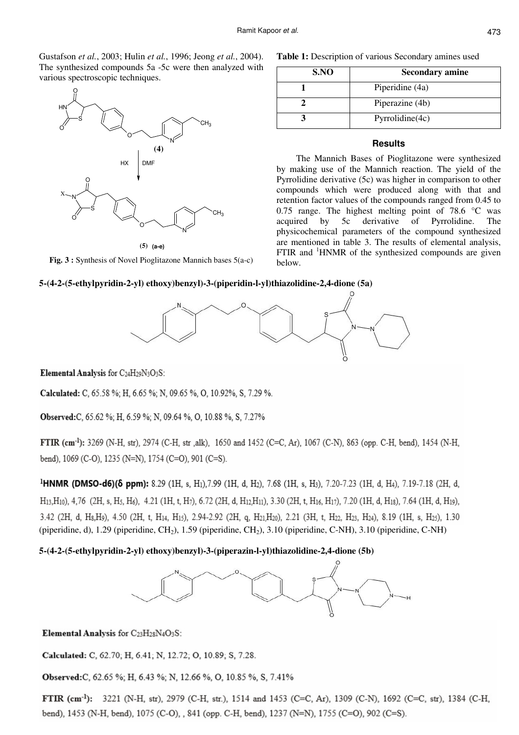Gustafson *et al.*, 2003; Hulin *et al.*, 1996; Jeong *et al.*, 2004). The synthesized compounds 5a -5c were then analyzed with various spectroscopic techniques.

**Fig. 3 :** Synthesis of Novel Pioglitazone Mannich bases 5(a-c)

**Table 1:** Description of various Secondary amines used

| S.NO | Secondary amine |
|---|---|
| 1 | Piperidine (4a) |
| 2 | Piperazine (4b) |
| 3 | Pyrrolidine(4c) |

## Results

The Mannich Bases of Pioglitazone were synthesized by making use of the Mannich reaction. The yield of the Pyrrolidine derivative (5c) was higher in comparison to other compounds which were produced along with that and retention factor values of the compounds ranged from 0.45 to 0.75 range. The highest melting point of 78.6 °C was acquired by 5c derivative of Pyrrolidine. The physicochemical parameters of the compound synthesized are mentioned in table 3. The results of elemental analysis, FTIR and $^1$HNMR of the synthesized compounds are given below.

### 5-(4-2-(5-ethylpyridin-2-yl) ethoxy)benzyl)-3-(piperidin-l-yl)thiazolidine-2,4-dione (5a)

**Elemental Analysis** for $C_{24}H_{29}N_3O_3S$:

**Calculated:** C, 65.58 %; H, 6.65 %; N, 09.65 %, O, 10.92%, S, 7.29 %.

**Observed:**C, 65.62 %; H, 6.59 %; N, 09.64 %, O, 10.88 %, S, 7.27%

**FTIR (cm$^{-1}$):** 3269 (N-H, str), 2974 (C-H, str ,alk), 1650 and 1452 (C=C, Ar), 1067 (C-N), 863 (opp. C-H, bend), 1454 (N-H, bend), 1069 (C-O), 1235 (N=N), 1754 (C=O), 901 (C=S).

**$^1$HNMR (DMSO-d6)(δ ppm):** 8.29 (1H, s, $H_1$),7.99 (1H, d, $H_2$), 7.68 (1H, s, $H_3$), 7.20-7.23 (1H, d, $H_4$), 7.19-7.18 (2H, d, $H_{13}$,$H_{10}$), 4,76 (2H, s, $H_5$, $H_6$), 4.21 (1H, t, $H_7$), 6.72 (2H, d, $H_{12}$,$H_{11}$), 3.30 (2H, t, $H_{16}$, $H_{17}$), 7.20 (1H, d, $H_{18}$), 7.64 (1H, d, $H_{19}$), 3.42 (2H, d, $H_8$,$H_9$), 4.50 (2H, t, $H_{14}$, $H_{15}$), 2.94-2.92 (2H, q, $H_{21}$,$H_{20}$), 2.21 (3H, t, $H_{22}$, $H_{23}$, $H_{24}$), 8.19 (1H, s, $H_{25}$), 1.30 (piperidine, d), 1.29 (piperidine, $CH_2$), 1.59 (piperidine, $CH_2$), 3.10 (piperidine, C-NH), 3.10 (piperidine, C-NH)

### 5-(4-2-(5-ethylpyridin-2-yl) ethoxy)benzyl)-3-(piperazin-l-yl)thiazolidine-2,4-dione (5b)

**Elemental Analysis** for $C_{23}H_{28}N_4O_3S$:

**Calculated:** C, 62.70; H, 6.41; N, 12.72; O, 10.89; S, 7.28.

**Observed:**C, 62.65 %; H, 6.43 %; N, 12.66 %, O, 10.85 %, S, 7.41%

**FTIR (cm$^{-1}$):** 3221 (N-H, str), 2979 (C-H, str.), 1514 and 1453 (C=C, Ar), 1309 (C-N), 1692 (C=C, str), 1384 (C-H, bend), 1453 (N-H, bend), 1075 (C-O), , 841 (opp. C-H, bend), 1237 (N=N), 1755 (C=O), 902 (C=S).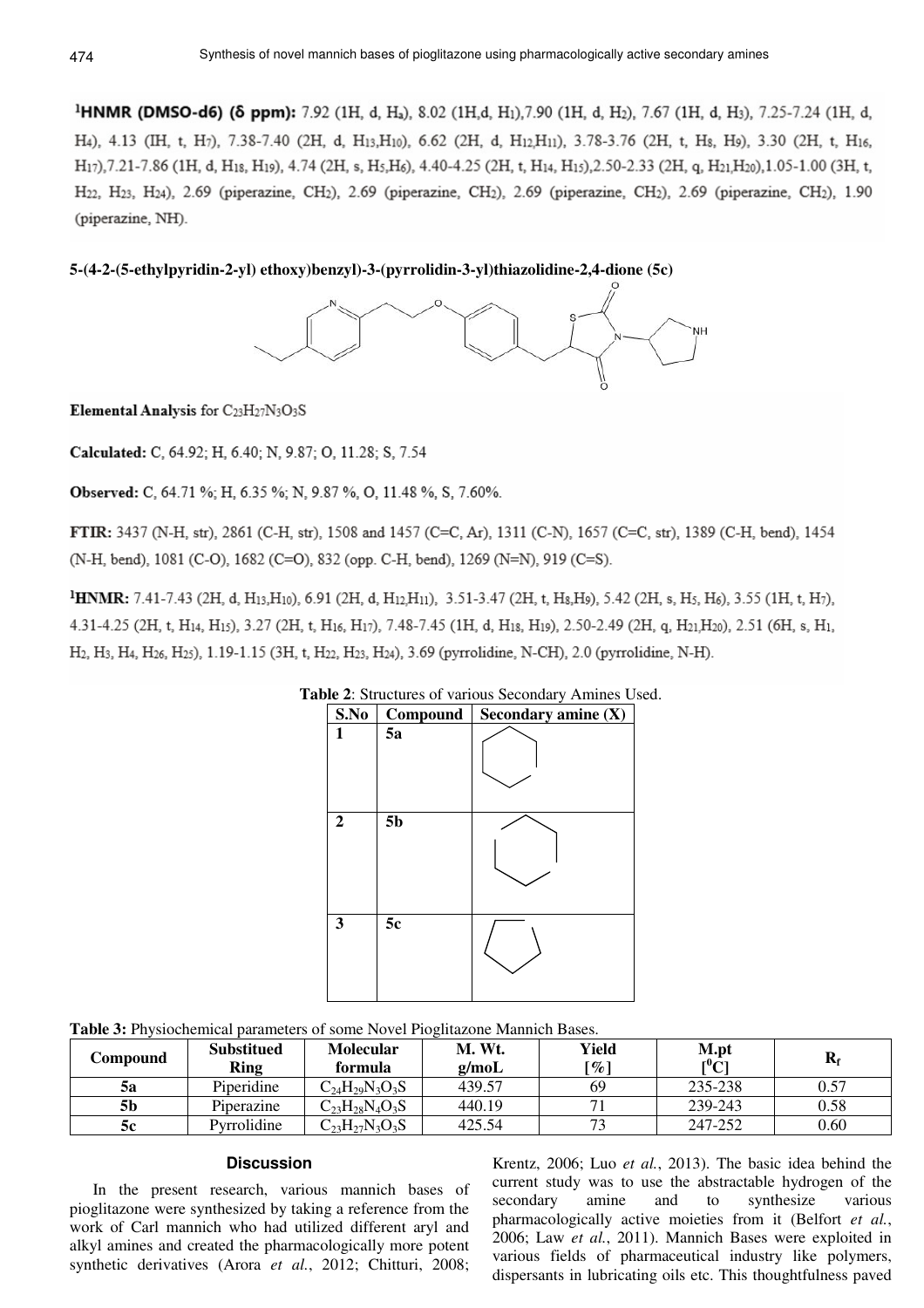**$^1$HNMR (DMSO-d6) (δ ppm):** 7.92 (1H, d, $H_a$), 8.02 (1H,d, $H_1$),7.90 (1H, d, $H_2$), 7.67 (1H, d, $H_3$), 7.25-7.24 (1H, d, $H_4$), 4.13 (IH, t, $H_7$), 7.38-7.40 (2H, d, $H_{13}$,$H_{10}$), 6.62 (2H, d, $H_{12}$,$H_{11}$), 3.78-3.76 (2H, t, $H_8$, $H_9$), 3.30 (2H, t, $H_{16}$, $H_{17}$),7.21-7.86 (1H, d, $H_{18}$, $H_{19}$), 4.74 (2H, s, $H_5$,$H_6$), 4.40-4.25 (2H, t, $H_{14}$, $H_{15}$),2.50-2.33 (2H, q, $H_{21}$,$H_{20}$),1.05-1.00 (3H, t, $H_{22}$, $H_{23}$, $H_{24}$), 2.69 (piperazine, $CH_2$), 2.69 (piperazine, $CH_2$), 2.69 (piperazine, $CH_2$), 2.69 (piperazine, $CH_2$), 1.90 (piperazine, NH).

**5-(4-2-(5-ethylpyridin-2-yl) ethoxy)benzyl)-3-(pyrrolidin-3-yl)thiazolidine-2,4-dione (5c)**

**Elemental Analysis** for $C_{23}H_{27}N_3O_3S$

**Calculated:** C, 64.92; H, 6.40; N, 9.87; O, 11.28; S, 7.54

**Observed:** C, 64.71 %; H, 6.35 %; N, 9.87 %, O, 11.48 %, S, 7.60%.

**FTIR:** 3437 (N-H, str), 2861 (C-H, str), 1508 and 1457 (C=C, Ar), 1311 (C-N), 1657 (C=C, str), 1389 (C-H, bend), 1454 (N-H, bend), 1081 (C-O), 1682 (C=O), 832 (opp. C-H, bend), 1269 (N=N), 919 (C=S).

**$^1$HNMR:** 7.41-7.43 (2H, d, $H_{13}$,$H_{10}$), 6.91 (2H, d, $H_{12}$,$H_{11}$), 3.51-3.47 (2H, t, $H_8$,$H_9$), 5.42 (2H, s, $H_5$, $H_6$), 3.55 (1H, t, $H_7$), 4.31-4.25 (2H, t, $H_{14}$, $H_{15}$), 3.27 (2H, t, $H_{16}$, $H_{17}$), 7.48-7.45 (1H, d, $H_{18}$, $H_{19}$), 2.50-2.49 (2H, q, $H_{21}$,$H_{20}$), 2.51 (6H, s, $H_1$, $H_2$, $H_3$, $H_4$, $H_{26}$, $H_{25}$), 1.19-1.15 (3H, t, $H_{22}$, $H_{23}$, $H_{24}$), 3.69 (pyrrolidine, N-CH), 2.0 (pyrrolidine, N-H).

**Table 2**: Structures of various Secondary Amines Used.

| S.No | Compound | Secondary amine (X) |
|---|---|---|
| 1 | 5a | |
| 2 | 5b | |
| 3 | 5c | |

**Table 3:** Physiochemical parameters of some Novel Pioglitazone Mannich Bases.

| Compound | Substitued Ring | Molecular formula | M. Wt. g/moL | Yield [%] | M.pt [$^0$C] | $R_f$ |
|---|---|---|---|---|---|---|
| 5a | Piperidine | $C_{24}H_{29}N_3O_3S$ | 439.57 | 69 | 235-238 | 0.57 |
| 5b | Piperazine | $C_{23}H_{28}N_4O_3S$ | 440.19 | 71 | 239-243 | 0.58 |
| 5c | Pyrrolidine | $C_{23}H_{27}N_3O_3S$ | 425.54 | 73 | 247-252 | 0.60 |

## Discussion

In the present research, various mannich bases of pioglitazone were synthesized by taking a reference from the work of Carl mannich who had utilized different aryl and alkyl amines and created the pharmacologically more potent synthetic derivatives (Arora *et al.*, 2012; Chitturi, 2008; Krentz, 2006; Luo *et al.*, 2013). The basic idea behind the current study was to use the abstractable hydrogen of the secondary amine and to synthesize various pharmacologically active moieties from it (Belfort *et al.*, 2006; Law *et al.*, 2011). Mannich Bases were exploited in various fields of pharmaceutical industry like polymers, dispersants in lubricating oils etc. This thoughtfulness paved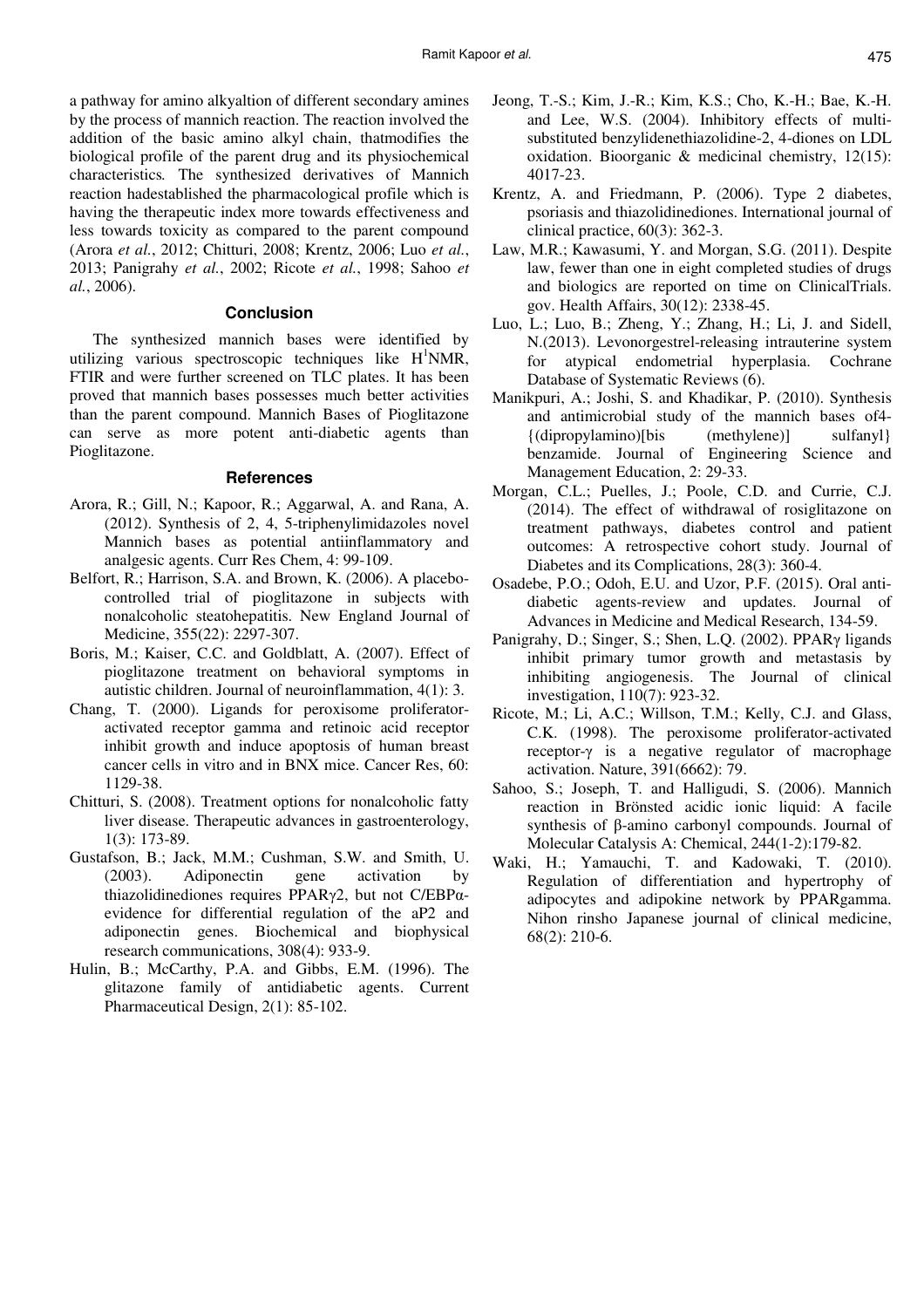a pathway for amino alkyaltion of different secondary amines by the process of mannich reaction. The reaction involved the addition of the basic amino alkyl chain, thatmodifies the biological profile of the parent drug and its physiochemical characteristics. The synthesized derivatives of Mannich reaction hadestablished the pharmacological profile which is having the therapeutic index more towards effectiveness and less towards toxicity as compared to the parent compound (Arora *et al.*, 2012; Chitturi, 2008; Krentz, 2006; Luo *et al.*, 2013; Panigrahy *et al.*, 2002; Ricote *et al.*, 1998; Sahoo *et al.*, 2006).

## Conclusion

The synthesized mannich bases were identified by utilizing various spectroscopic techniques like $H^1$NMR, FTIR and were further screened on TLC plates. It has been proved that mannich bases possesses much better activities than the parent compound. Mannich Bases of Pioglitazone can serve as more potent anti-diabetic agents than Pioglitazone.

## References

Arora, R.; Gill, N.; Kapoor, R.; Aggarwal, A. and Rana, A. (2012). Synthesis of 2, 4, 5-triphenylimidazoles novel Mannich bases as potential antiinflammatory and analgesic agents. Curr Res Chem, 4: 99-109.

Belfort, R.; Harrison, S.A. and Brown, K. (2006). A placebo-controlled trial of pioglitazone in subjects with nonalcoholic steatohepatitis. New England Journal of Medicine, 355(22): 2297-307.

Boris, M.; Kaiser, C.C. and Goldblatt, A. (2007). Effect of pioglitazone treatment on behavioral symptoms in autistic children. Journal of neuroinflammation, 4(1): 3.

Chang, T. (2000). Ligands for peroxisome proliferator-activated receptor gamma and retinoic acid receptor inhibit growth and induce apoptosis of human breast cancer cells in vitro and in BNX mice. Cancer Res, 60: 1129-38.

Chitturi, S. (2008). Treatment options for nonalcoholic fatty liver disease. Therapeutic advances in gastroenterology, 1(3): 173-89.

Gustafson, B.; Jack, M.M.; Cushman, S.W. and Smith, U. (2003). Adiponectin gene activation by thiazolidinediones requires PPARγ2, but not C/EBPα-evidence for differential regulation of the aP2 and adiponectin genes. Biochemical and biophysical research communications, 308(4): 933-9.

Hulin, B.; McCarthy, P.A. and Gibbs, E.M. (1996). The glitazone family of antidiabetic agents. Current Pharmaceutical Design, 2(1): 85-102.

Jeong, T.-S.; Kim, J.-R.; Kim, K.S.; Cho, K.-H.; Bae, K.-H. and Lee, W.S. (2004). Inhibitory effects of multi-substituted benzylidenethiazolidine-2, 4-diones on LDL oxidation. Bioorganic & medicinal chemistry, 12(15): 4017-23.

Krentz, A. and Friedmann, P. (2006). Type 2 diabetes, psoriasis and thiazolidinediones. International journal of clinical practice, 60(3): 362-3.

Law, M.R.; Kawasumi, Y. and Morgan, S.G. (2011). Despite law, fewer than one in eight completed studies of drugs and biologics are reported on time on ClinicalTrials. gov. Health Affairs, 30(12): 2338-45.

Luo, L.; Luo, B.; Zheng, Y.; Zhang, H.; Li, J. and Sidell, N.(2013). Levonorgestrel-releasing intrauterine system for atypical endometrial hyperplasia. Cochrane Database of Systematic Reviews (6).

Manikpuri, A.; Joshi, S. and Khadikar, P. (2010). Synthesis and antimicrobial study of the mannich bases of4-{(dipropylamino)[bis (methylene)] sulfanyl} benzamide. Journal of Engineering Science and Management Education, 2: 29-33.

Morgan, C.L.; Puelles, J.; Poole, C.D. and Currie, C.J. (2014). The effect of withdrawal of rosiglitazone on treatment pathways, diabetes control and patient outcomes: A retrospective cohort study. Journal of Diabetes and its Complications, 28(3): 360-4.

Osadebe, P.O.; Odoh, E.U. and Uzor, P.F. (2015). Oral anti-diabetic agents-review and updates. Journal of Advances in Medicine and Medical Research, 134-59.

Panigrahy, D.; Singer, S.; Shen, L.Q. (2002). PPARγ ligands inhibit primary tumor growth and metastasis by inhibiting angiogenesis. The Journal of clinical investigation, 110(7): 923-32.

Ricote, M.; Li, A.C.; Willson, T.M.; Kelly, C.J. and Glass, C.K. (1998). The peroxisome proliferator-activated receptor-γ is a negative regulator of macrophage activation. Nature, 391(6662): 79.

Sahoo, S.; Joseph, T. and Halligudi, S. (2006). Mannich reaction in Brönsted acidic ionic liquid: A facile synthesis of β-amino carbonyl compounds. Journal of Molecular Catalysis A: Chemical, 244(1-2):179-82.

Waki, H.; Yamauchi, T. and Kadowaki, T. (2010). Regulation of differentiation and hypertrophy of adipocytes and adipokine network by PPARgamma. Nihon rinsho Japanese journal of clinical medicine, 68(2): 210-6.